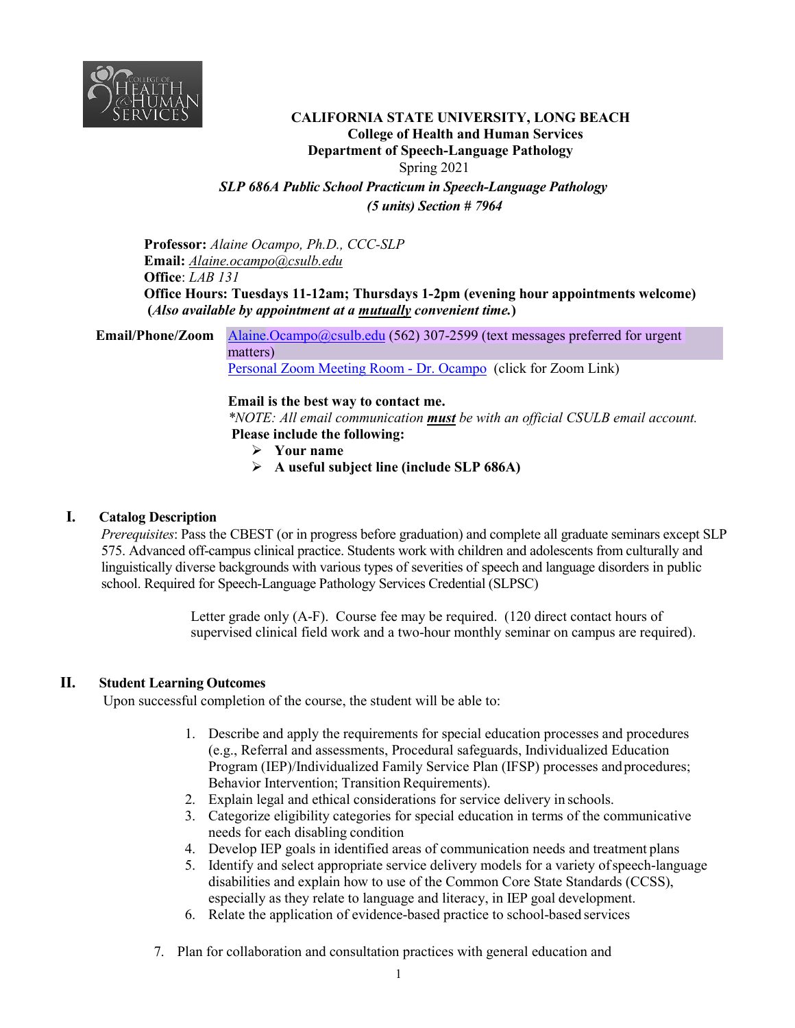**CALIFORNIA STATE UNIVERSITY, LONG BEACH**
**College of Health and Human Services**
**Department of Speech-Language Pathology**
Spring 2021
***SLP 686A Public School Practicum in Speech-Language Pathology***
***(5 units) Section # 7964***

**Professor:** *Alaine Ocampo, Ph.D., CCC-SLP*
**Email:** *Alaine.ocampo@csulb.edu*
**Office**: *LAB 131*
**Office Hours: Tuesdays 11-12am; Thursdays 1-2pm (evening hour appointments welcome)**
**(*Also available by appointment at a mutually convenient time.*)**

**Email/Phone/Zoom** Alaine.Ocampo@csulb.edu (562) 307-2599 (text messages preferred for urgent matters)
Personal Zoom Meeting Room - Dr. Ocampo (click for Zoom Link)

**Email is the best way to contact me.**
*\*NOTE: All email communication **must** be with an official CSULB email account.*
**Please include the following:**

- **Your name**
- **A useful subject line (include SLP 686A)**

## I. Catalog Description

*Prerequisites*: Pass the CBEST (or in progress before graduation) and complete all graduate seminars except SLP 575. Advanced off-campus clinical practice. Students work with children and adolescents from culturally and linguistically diverse backgrounds with various types of severities of speech and language disorders in public school. Required for Speech-Language Pathology Services Credential (SLPSC)

Letter grade only (A-F). Course fee may be required. (120 direct contact hours of supervised clinical field work and a two-hour monthly seminar on campus are required).

## II. Student Learning Outcomes

Upon successful completion of the course, the student will be able to:

1. Describe and apply the requirements for special education processes and procedures (e.g., Referral and assessments, Procedural safeguards, Individualized Education Program (IEP)/Individualized Family Service Plan (IFSP) processes and procedures; Behavior Intervention; Transition Requirements).
2. Explain legal and ethical considerations for service delivery in schools.
3. Categorize eligibility categories for special education in terms of the communicative needs for each disabling condition
4. Develop IEP goals in identified areas of communication needs and treatment plans
5. Identify and select appropriate service delivery models for a variety of speech-language disabilities and explain how to use of the Common Core State Standards (CCSS), especially as they relate to language and literacy, in IEP goal development.
6. Relate the application of evidence-based practice to school-based services
7. Plan for collaboration and consultation practices with general education and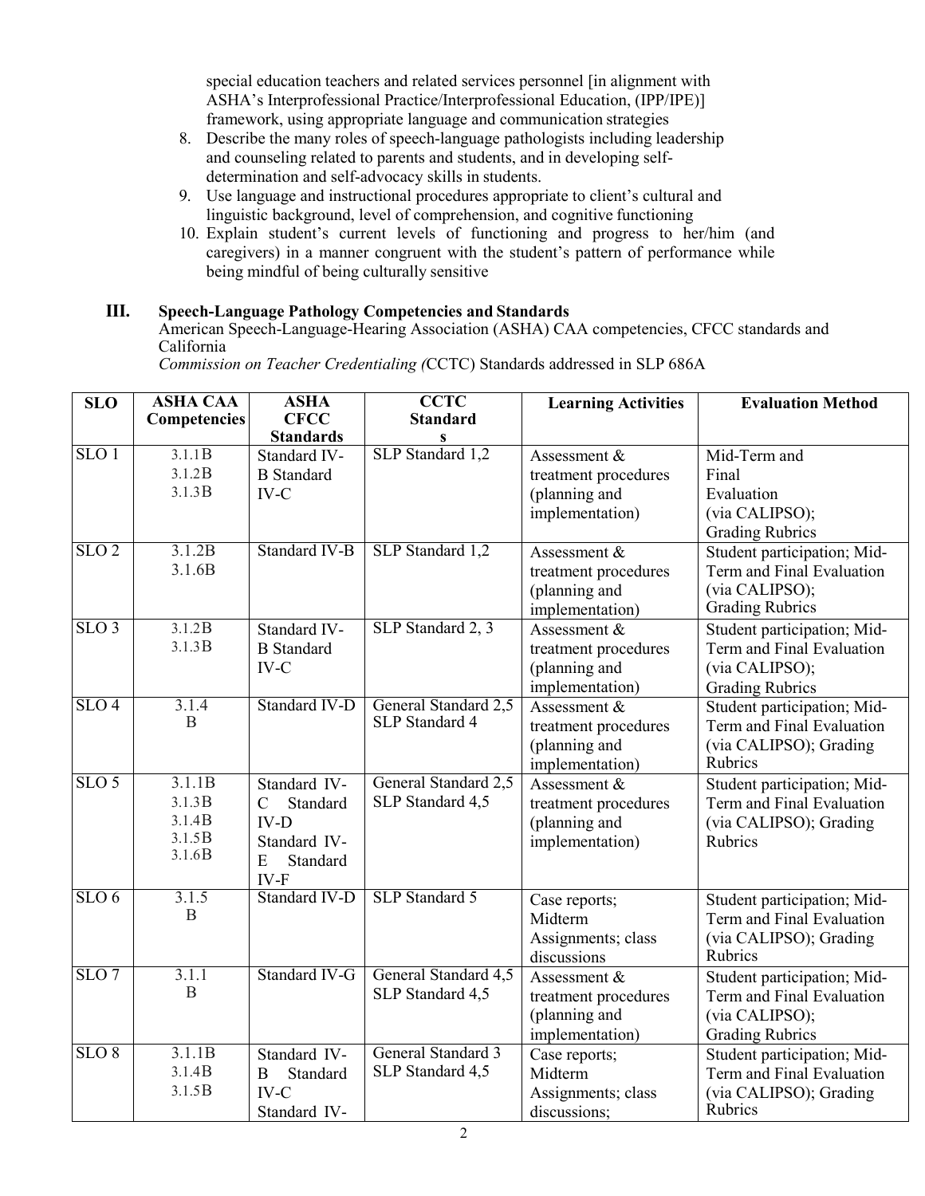special education teachers and related services personnel [in alignment with ASHA's Interprofessional Practice/Interprofessional Education, (IPP/IPE)] framework, using appropriate language and communication strategies

8. Describe the many roles of speech-language pathologists including leadership and counseling related to parents and students, and in developing self-determination and self-advocacy skills in students.
9. Use language and instructional procedures appropriate to client's cultural and linguistic background, level of comprehension, and cognitive functioning
10. Explain student's current levels of functioning and progress to her/him (and caregivers) in a manner congruent with the student's pattern of performance while being mindful of being culturally sensitive

## III. Speech-Language Pathology Competencies and Standards

American Speech-Language-Hearing Association (ASHA) CAA competencies, CFCC standards and California *Commission on Teacher Credentialing (*CCTC) Standards addressed in SLP 686A

| SLO | ASHA CAA Competencies | ASHA CFCC Standards | CCTC Standards | Learning Activities | Evaluation Method |
|---|---|---|---|---|---|
| SLO 1 | 3.1.1B 3.1.2B 3.1.3B | Standard IV-B Standard IV-C | SLP Standard 1,2 | Assessment & treatment procedures (planning and implementation) | Mid-Term and Final Evaluation (via CALIPSO); Grading Rubrics |
| SLO 2 | 3.1.2B 3.1.6B | Standard IV-B | SLP Standard 1,2 | Assessment & treatment procedures (planning and implementation) | Student participation; Mid-Term and Final Evaluation (via CALIPSO); Grading Rubrics |
| SLO 3 | 3.1.2B 3.1.3B | Standard IV-B Standard IV-C | SLP Standard 2, 3 | Assessment & treatment procedures (planning and implementation) | Student participation; Mid-Term and Final Evaluation (via CALIPSO); Grading Rubrics |
| SLO 4 | 3.1.4 B | Standard IV-D | General Standard 2,5 SLP Standard 4 | Assessment & treatment procedures (planning and implementation) | Student participation; Mid-Term and Final Evaluation (via CALIPSO); Grading Rubrics |
| SLO 5 | 3.1.1B 3.1.3B 3.1.4B 3.1.5B 3.1.6B | Standard IV-C Standard IV-D Standard IV-E Standard IV-F | General Standard 2,5 SLP Standard 4,5 | Assessment & treatment procedures (planning and implementation) | Student participation; Mid-Term and Final Evaluation (via CALIPSO); Grading Rubrics |
| SLO 6 | 3.1.5 B | Standard IV-D | SLP Standard 5 | Case reports; Midterm Assignments; class discussions | Student participation; Mid-Term and Final Evaluation (via CALIPSO); Grading Rubrics |
| SLO 7 | 3.1.1 B | Standard IV-G | General Standard 4,5 SLP Standard 4,5 | Assessment & treatment procedures (planning and implementation) | Student participation; Mid-Term and Final Evaluation (via CALIPSO); Grading Rubrics |
| SLO 8 | 3.1.1B 3.1.4B 3.1.5B | Standard IV-B Standard IV-C Standard IV- | General Standard 3 SLP Standard 4,5 | Case reports; Midterm Assignments; class discussions; | Student participation; Mid-Term and Final Evaluation (via CALIPSO); Grading Rubrics |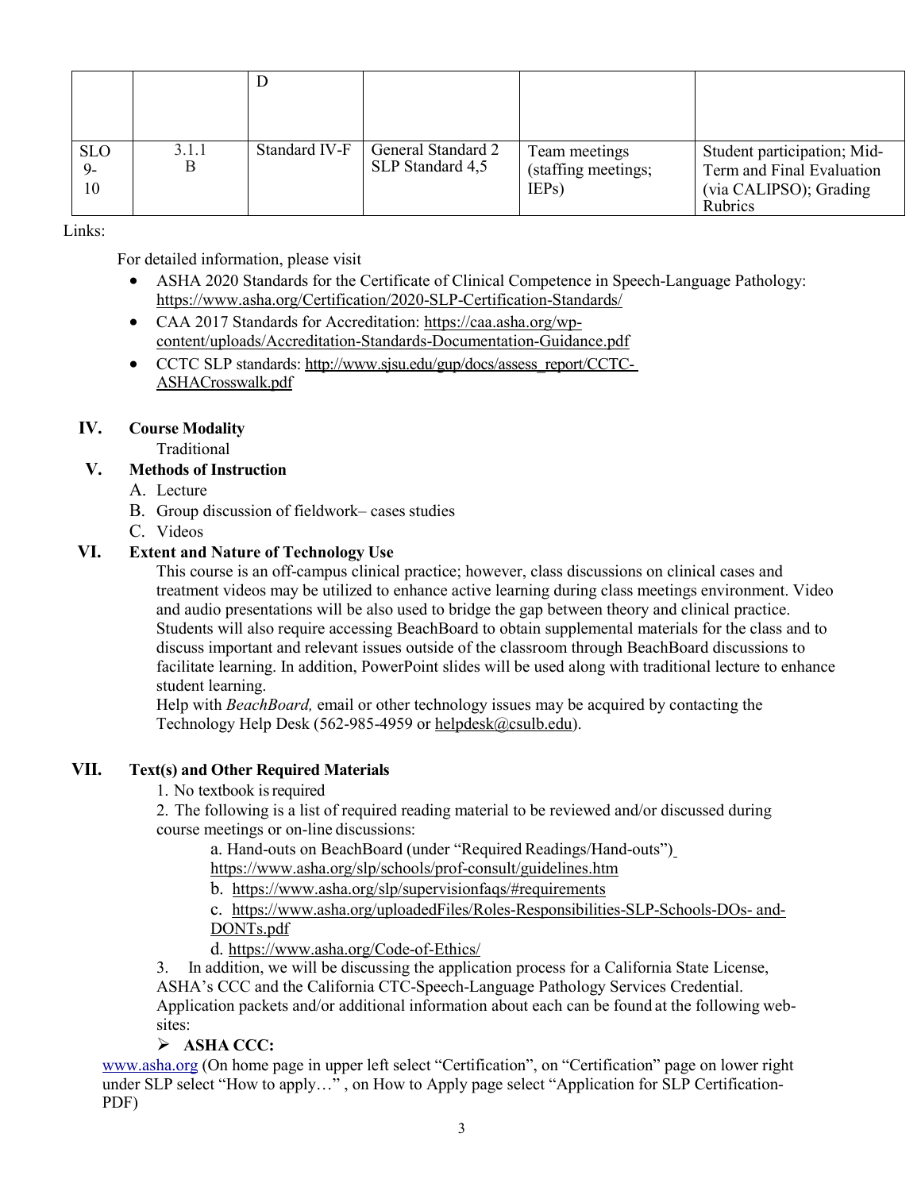| | | D | | | |
|---|---|---|---|---|---|
| SLO 9-10 | 3.1.1 B | Standard IV-F | General Standard 2 SLP Standard 4,5 | Team meetings (staffing meetings; IEPs) | Student participation; Mid-Term and Final Evaluation (via CALIPSO); Grading Rubrics |

Links:

For detailed information, please visit

- ASHA 2020 Standards for the Certificate of Clinical Competence in Speech-Language Pathology: https://www.asha.org/Certification/2020-SLP-Certification-Standards/
- CAA 2017 Standards for Accreditation: https://caa.asha.org/wp-content/uploads/Accreditation-Standards-Documentation-Guidance.pdf
- CCTC SLP standards: http://www.sjsu.edu/gup/docs/assess_report/CCTC-ASHACrosswalk.pdf

## IV. Course Modality

Traditional

## V. Methods of Instruction

A. Lecture
B. Group discussion of fieldwork– cases studies
C. Videos

## VI. Extent and Nature of Technology Use

This course is an off-campus clinical practice; however, class discussions on clinical cases and treatment videos may be utilized to enhance active learning during class meetings environment. Video and audio presentations will be also used to bridge the gap between theory and clinical practice. Students will also require accessing BeachBoard to obtain supplemental materials for the class and to discuss important and relevant issues outside of the classroom through BeachBoard discussions to facilitate learning. In addition, PowerPoint slides will be used along with traditional lecture to enhance student learning.

Help with *BeachBoard,* email or other technology issues may be acquired by contacting the Technology Help Desk (562-985-4959 or helpdesk@csulb.edu).

## VII. Text(s) and Other Required Materials

1. No textbook is required
2. The following is a list of required reading material to be reviewed and/or discussed during course meetings or on-line discussions:
   a. Hand-outs on BeachBoard (under "Required Readings/Hand-outs") https://www.asha.org/slp/schools/prof-consult/guidelines.htm
   b. https://www.asha.org/slp/supervisionfaqs/#requirements
   c. https://www.asha.org/uploadedFiles/Roles-Responsibilities-SLP-Schools-DOs- and-DONTs.pdf
   d. https://www.asha.org/Code-of-Ethics/
3. In addition, we will be discussing the application process for a California State License, ASHA's CCC and the California CTC-Speech-Language Pathology Services Credential. Application packets and/or additional information about each can be found at the following web-sites:

- **ASHA CCC:**

www.asha.org (On home page in upper left select "Certification", on "Certification" page on lower right under SLP select "How to apply…" , on How to Apply page select "Application for SLP Certification-PDF)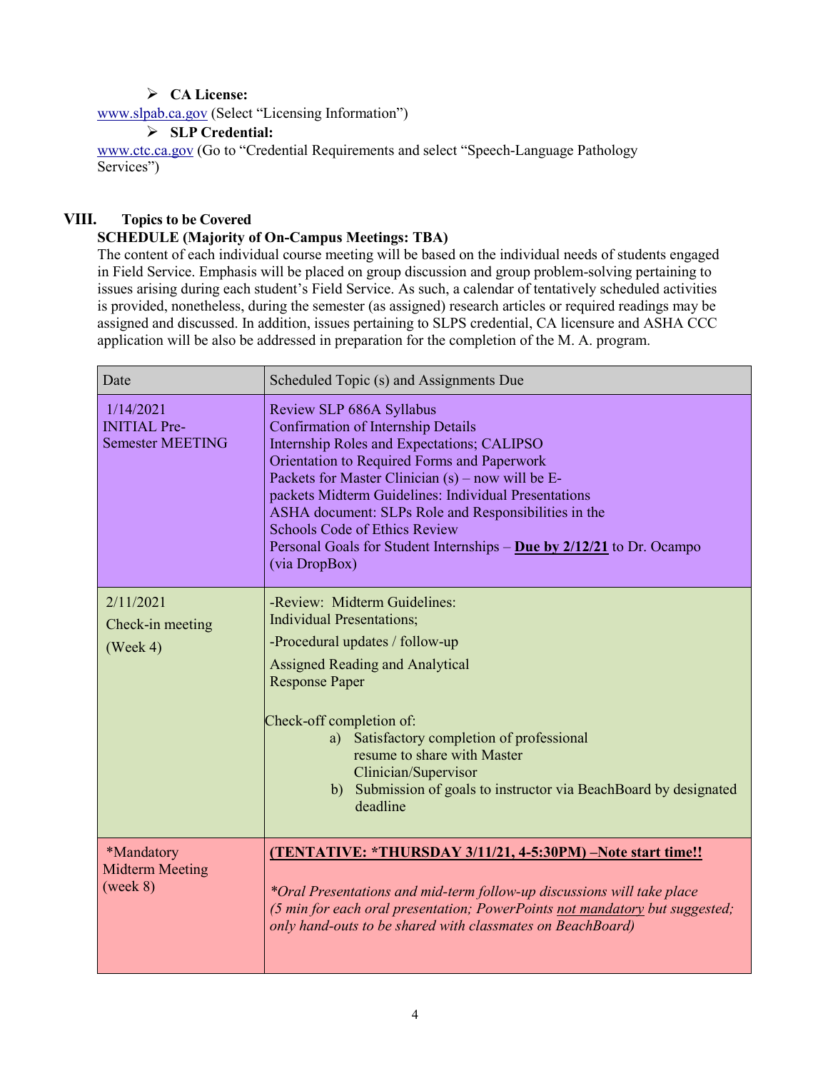- **CA License:**

www.slpab.ca.gov (Select "Licensing Information")

- **SLP Credential:**

www.ctc.ca.gov (Go to "Credential Requirements and select "Speech-Language Pathology Services")

## VIII. Topics to be Covered

**SCHEDULE (Majority of On-Campus Meetings: TBA)**

The content of each individual course meeting will be based on the individual needs of students engaged in Field Service. Emphasis will be placed on group discussion and group problem-solving pertaining to issues arising during each student's Field Service. As such, a calendar of tentatively scheduled activities is provided, nonetheless, during the semester (as assigned) research articles or required readings may be assigned and discussed. In addition, issues pertaining to SLPS credential, CA licensure and ASHA CCC application will be also be addressed in preparation for the completion of the M. A. program.

| Date | Scheduled Topic (s) and Assignments Due |
|---|---|
| 1/14/2021<br>INITIAL Pre-Semester MEETING | Review SLP 686A Syllabus<br>Confirmation of Internship Details<br>Internship Roles and Expectations; CALIPSO<br>Orientation to Required Forms and Paperwork<br>Packets for Master Clinician (s) – now will be E-packets Midterm Guidelines: Individual Presentations<br>ASHA document: SLPs Role and Responsibilities in the Schools Code of Ethics Review<br>Personal Goals for Student Internships – **<u>Due by 2/12/21</u>** to Dr. Ocampo (via DropBox) |
| 2/11/2021<br>Check-in meeting<br>(Week 4) | -Review: Midterm Guidelines: Individual Presentations;<br>-Procedural updates / follow-up<br>Assigned Reading and Analytical Response Paper<br><br>Check-off completion of:<br>a) Satisfactory completion of professional resume to share with Master Clinician/Supervisor<br>b) Submission of goals to instructor via BeachBoard by designated deadline |
| *Mandatory Midterm Meeting (week 8) | **<u>(TENTATIVE: *THURSDAY 3/11/21, 4-5:30PM) –Note start time!!</u>**<br><br>*\*Oral Presentations and mid-term follow-up discussions will take place (5 min for each oral presentation; PowerPoints <u>not mandatory</u> but suggested; only hand-outs to be shared with classmates on BeachBoard)* |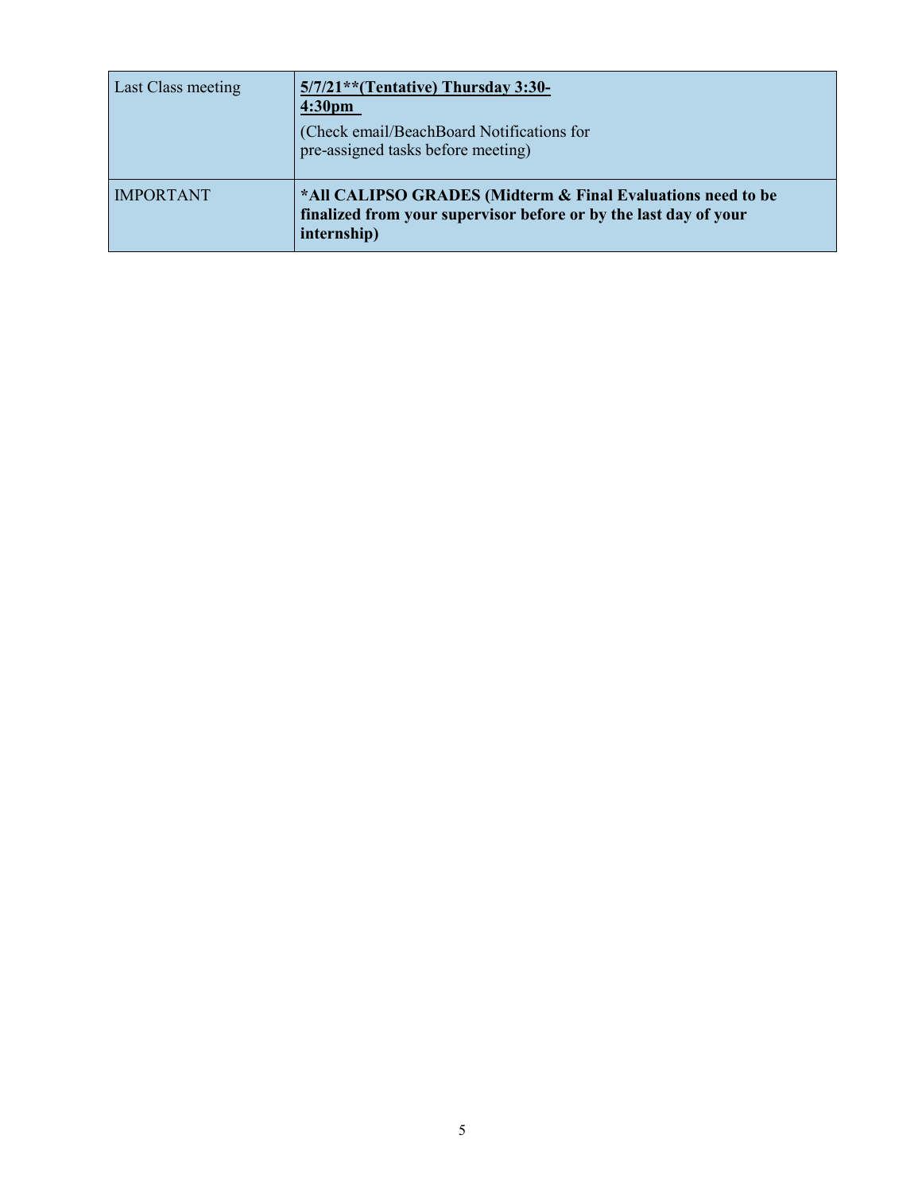| Last Class meeting | **<u>5/7/21**(Tentative) Thursday 3:30-4:30pm</u>** <br> (Check email/BeachBoard Notifications for pre-assigned tasks before meeting) |
|---|---|
| IMPORTANT | ***All CALIPSO GRADES (Midterm & Final Evaluations need to be finalized from your supervisor before or by the last day of your internship)** |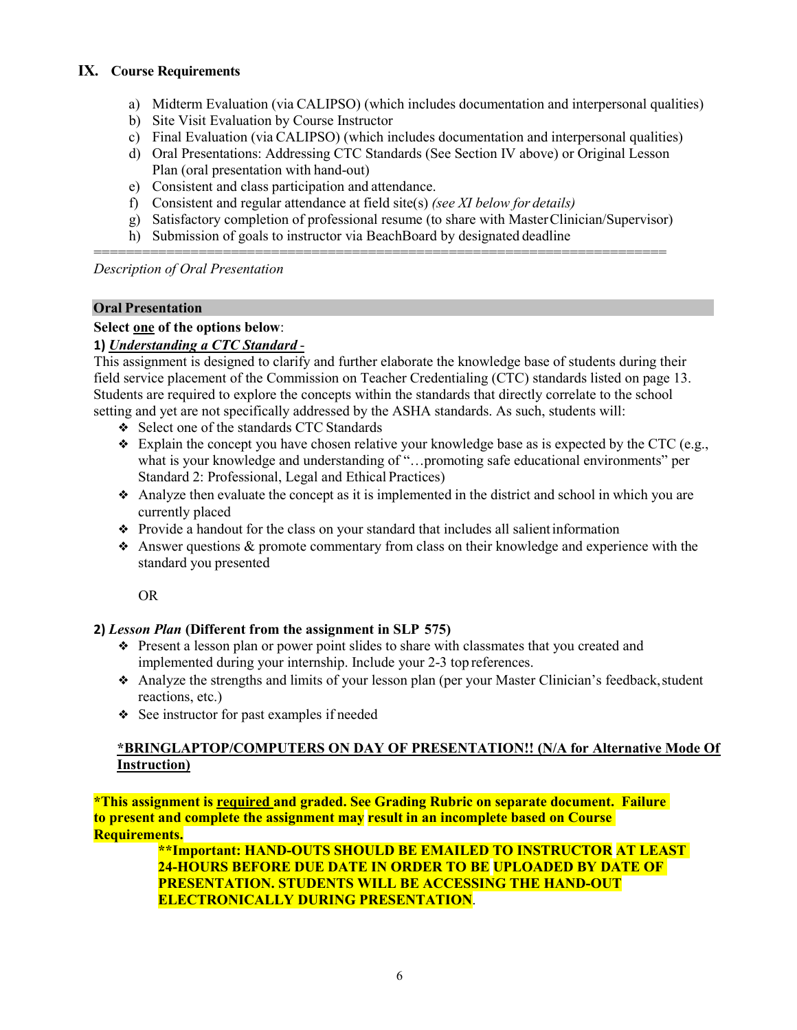## IX. Course Requirements

a) Midterm Evaluation (via CALIPSO) (which includes documentation and interpersonal qualities)
b) Site Visit Evaluation by Course Instructor
c) Final Evaluation (via CALIPSO) (which includes documentation and interpersonal qualities)
d) Oral Presentations: Addressing CTC Standards (See Section IV above) or Original Lesson Plan (oral presentation with hand-out)
e) Consistent and class participation and attendance.
f) Consistent and regular attendance at field site(s) *(see XI below for details)*
g) Satisfactory completion of professional resume (to share with Master Clinician/Supervisor)
h) Submission of goals to instructor via BeachBoard by designated deadline

=====================================================================

*Description of Oral Presentation*

**Oral Presentation**

**Select one of the options below**:

**1) *Understanding a CTC Standard -***

This assignment is designed to clarify and further elaborate the knowledge base of students during their field service placement of the Commission on Teacher Credentialing (CTC) standards listed on page 13. Students are required to explore the concepts within the standards that directly correlate to the school setting and yet are not specifically addressed by the ASHA standards. As such, students will:

- Select one of the standards CTC Standards
- Explain the concept you have chosen relative your knowledge base as is expected by the CTC (e.g., what is your knowledge and understanding of "…promoting safe educational environments" per Standard 2: Professional, Legal and Ethical Practices)
- Analyze then evaluate the concept as it is implemented in the district and school in which you are currently placed
- Provide a handout for the class on your standard that includes all salient information
- Answer questions & promote commentary from class on their knowledge and experience with the standard you presented

OR

**2) *Lesson Plan* (Different from the assignment in SLP 575)**

- Present a lesson plan or power point slides to share with classmates that you created and implemented during your internship. Include your 2-3 top references.
- Analyze the strengths and limits of your lesson plan (per your Master Clinician's feedback, student reactions, etc.)
- See instructor for past examples if needed

**\*BRINGLAPTOP/COMPUTERS ON DAY OF PRESENTATION!! (N/A for Alternative Mode Of Instruction)**

**\*This assignment is required and graded. See Grading Rubric on separate document. Failure to present and complete the assignment may result in an incomplete based on Course Requirements.**

**\*\*Important: HAND-OUTS SHOULD BE EMAILED TO INSTRUCTOR AT LEAST 24-HOURS BEFORE DUE DATE IN ORDER TO BE UPLOADED BY DATE OF PRESENTATION. STUDENTS WILL BE ACCESSING THE HAND-OUT ELECTRONICALLY DURING PRESENTATION.**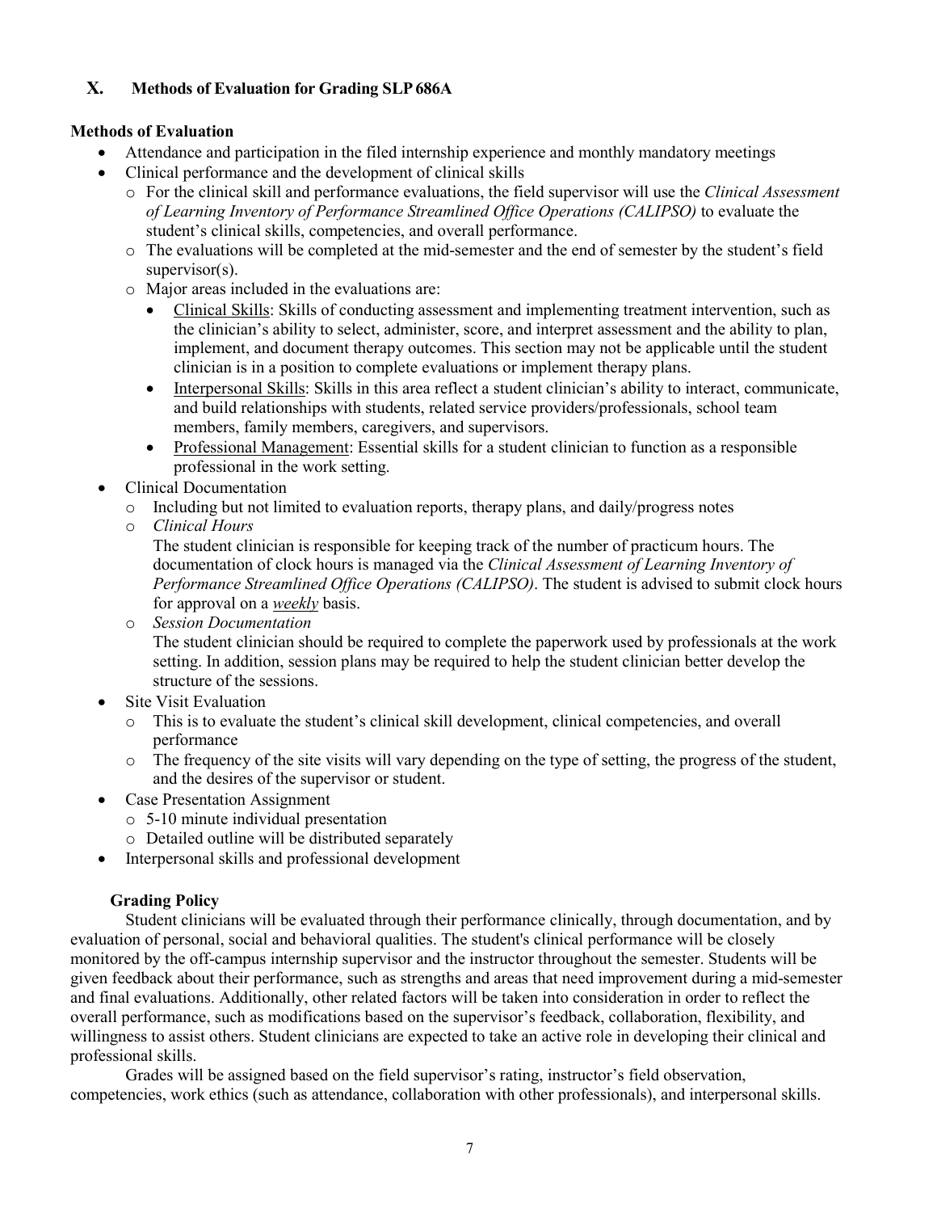## X. Methods of Evaluation for Grading SLP 686A

**Methods of Evaluation**

- Attendance and participation in the filed internship experience and monthly mandatory meetings
- Clinical performance and the development of clinical skills
  - For the clinical skill and performance evaluations, the field supervisor will use the *Clinical Assessment of Learning Inventory of Performance Streamlined Office Operations (CALIPSO)* to evaluate the student's clinical skills, competencies, and overall performance.
  - The evaluations will be completed at the mid-semester and the end of semester by the student's field supervisor(s).
  - Major areas included in the evaluations are:
    - Clinical Skills: Skills of conducting assessment and implementing treatment intervention, such as the clinician's ability to select, administer, score, and interpret assessment and the ability to plan, implement, and document therapy outcomes. This section may not be applicable until the student clinician is in a position to complete evaluations or implement therapy plans.
    - Interpersonal Skills: Skills in this area reflect a student clinician's ability to interact, communicate, and build relationships with students, related service providers/professionals, school team members, family members, caregivers, and supervisors.
    - Professional Management: Essential skills for a student clinician to function as a responsible professional in the work setting.
- Clinical Documentation
  - Including but not limited to evaluation reports, therapy plans, and daily/progress notes
  - *Clinical Hours*

    The student clinician is responsible for keeping track of the number of practicum hours. The documentation of clock hours is managed via the *Clinical Assessment of Learning Inventory of Performance Streamlined Office Operations (CALIPSO)*. The student is advised to submit clock hours for approval on a ***weekly*** basis.
  - *Session Documentation*

    The student clinician should be required to complete the paperwork used by professionals at the work setting. In addition, session plans may be required to help the student clinician better develop the structure of the sessions.
- Site Visit Evaluation
  - This is to evaluate the student's clinical skill development, clinical competencies, and overall performance
  - The frequency of the site visits will vary depending on the type of setting, the progress of the student, and the desires of the supervisor or student.
- Case Presentation Assignment
  - 5-10 minute individual presentation
  - Detailed outline will be distributed separately
- Interpersonal skills and professional development

**Grading Policy**

Student clinicians will be evaluated through their performance clinically, through documentation, and by evaluation of personal, social and behavioral qualities. The student's clinical performance will be closely monitored by the off-campus internship supervisor and the instructor throughout the semester. Students will be given feedback about their performance, such as strengths and areas that need improvement during a mid-semester and final evaluations. Additionally, other related factors will be taken into consideration in order to reflect the overall performance, such as modifications based on the supervisor's feedback, collaboration, flexibility, and willingness to assist others. Student clinicians are expected to take an active role in developing their clinical and professional skills.

Grades will be assigned based on the field supervisor's rating, instructor's field observation, competencies, work ethics (such as attendance, collaboration with other professionals), and interpersonal skills.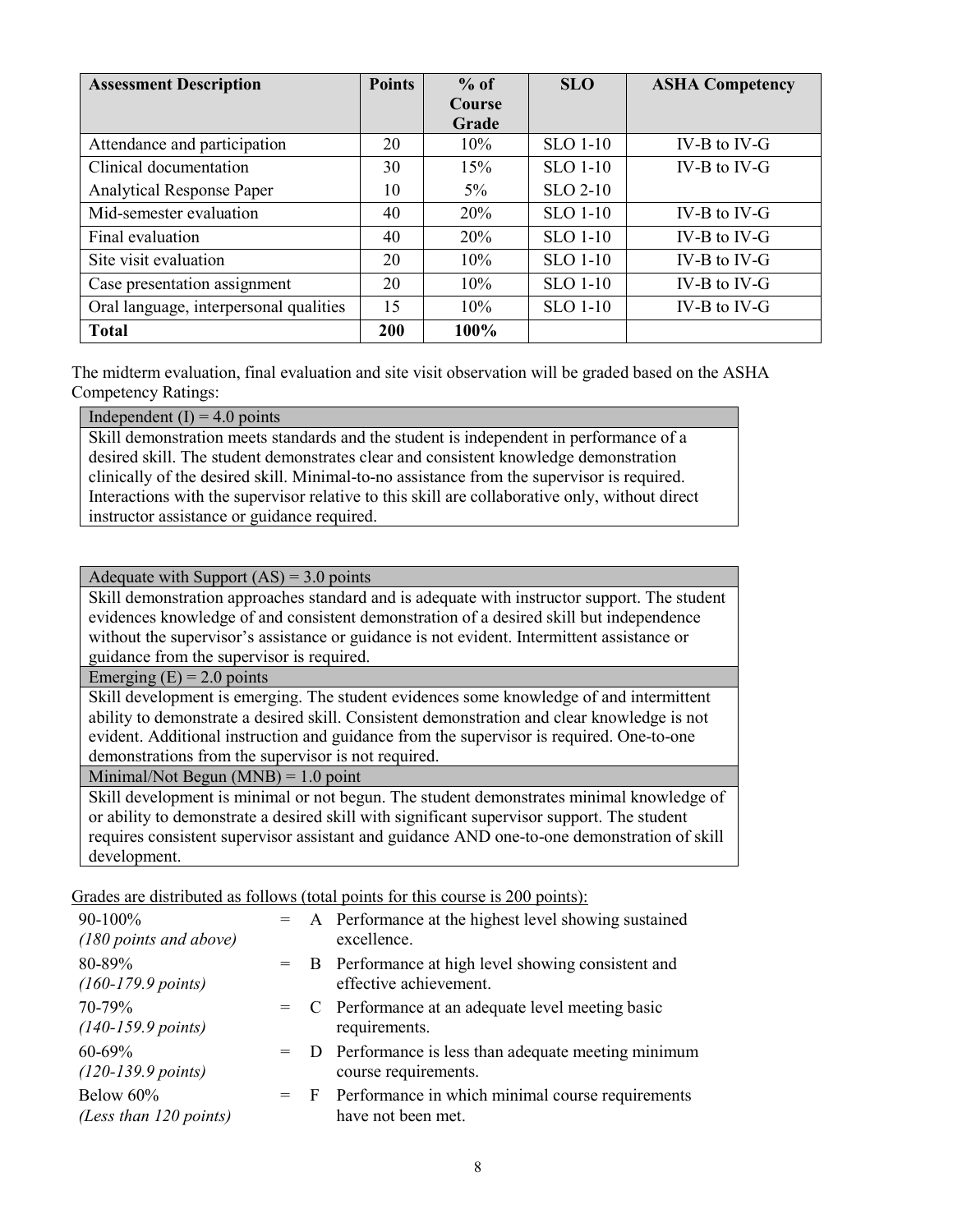| Assessment Description | Points | % of Course Grade | SLO | ASHA Competency |
|---|---|---|---|---|
| Attendance and participation | 20 | 10% | SLO 1-10 | IV-B to IV-G |
| Clinical documentation | 30 | 15% | SLO 1-10 | IV-B to IV-G |
| Analytical Response Paper | 10 | 5% | SLO 2-10 | |
| Mid-semester evaluation | 40 | 20% | SLO 1-10 | IV-B to IV-G |
| Final evaluation | 40 | 20% | SLO 1-10 | IV-B to IV-G |
| Site visit evaluation | 20 | 10% | SLO 1-10 | IV-B to IV-G |
| Case presentation assignment | 20 | 10% | SLO 1-10 | IV-B to IV-G |
| Oral language, interpersonal qualities | 15 | 10% | SLO 1-10 | IV-B to IV-G |
| **Total** | **200** | **100%** | | |

The midterm evaluation, final evaluation and site visit observation will be graded based on the ASHA Competency Ratings:

| Independent (I) = 4.0 points |
|---|
| Skill demonstration meets standards and the student is independent in performance of a desired skill. The student demonstrates clear and consistent knowledge demonstration clinically of the desired skill. Minimal-to-no assistance from the supervisor is required. Interactions with the supervisor relative to this skill are collaborative only, without direct instructor assistance or guidance required. |

| Adequate with Support (AS) = 3.0 points |
|---|
| Skill demonstration approaches standard and is adequate with instructor support. The student evidences knowledge of and consistent demonstration of a desired skill but independence without the supervisor's assistance or guidance is not evident. Intermittent assistance or guidance from the supervisor is required. |
| Emerging (E) = 2.0 points |
| Skill development is emerging. The student evidences some knowledge of and intermittent ability to demonstrate a desired skill. Consistent demonstration and clear knowledge is not evident. Additional instruction and guidance from the supervisor is required. One-to-one demonstrations from the supervisor is not required. |
| Minimal/Not Begun (MNB) = 1.0 point |
| Skill development is minimal or not begun. The student demonstrates minimal knowledge of or ability to demonstrate a desired skill with significant supervisor support. The student requires consistent supervisor assistant and guidance AND one-to-one demonstration of skill development. |

Grades are distributed as follows (total points for this course is 200 points):

| Range | | Grade | Description |
|---|---|---|---|
| 90-100% *(180 points and above)* | = | A | Performance at the highest level showing sustained excellence. |
| 80-89% *(160-179.9 points)* | = | B | Performance at high level showing consistent and effective achievement. |
| 70-79% *(140-159.9 points)* | = | C | Performance at an adequate level meeting basic requirements. |
| 60-69% *(120-139.9 points)* | = | D | Performance is less than adequate meeting minimum course requirements. |
| Below 60% *(Less than 120 points)* | = | F | Performance in which minimal course requirements have not been met. |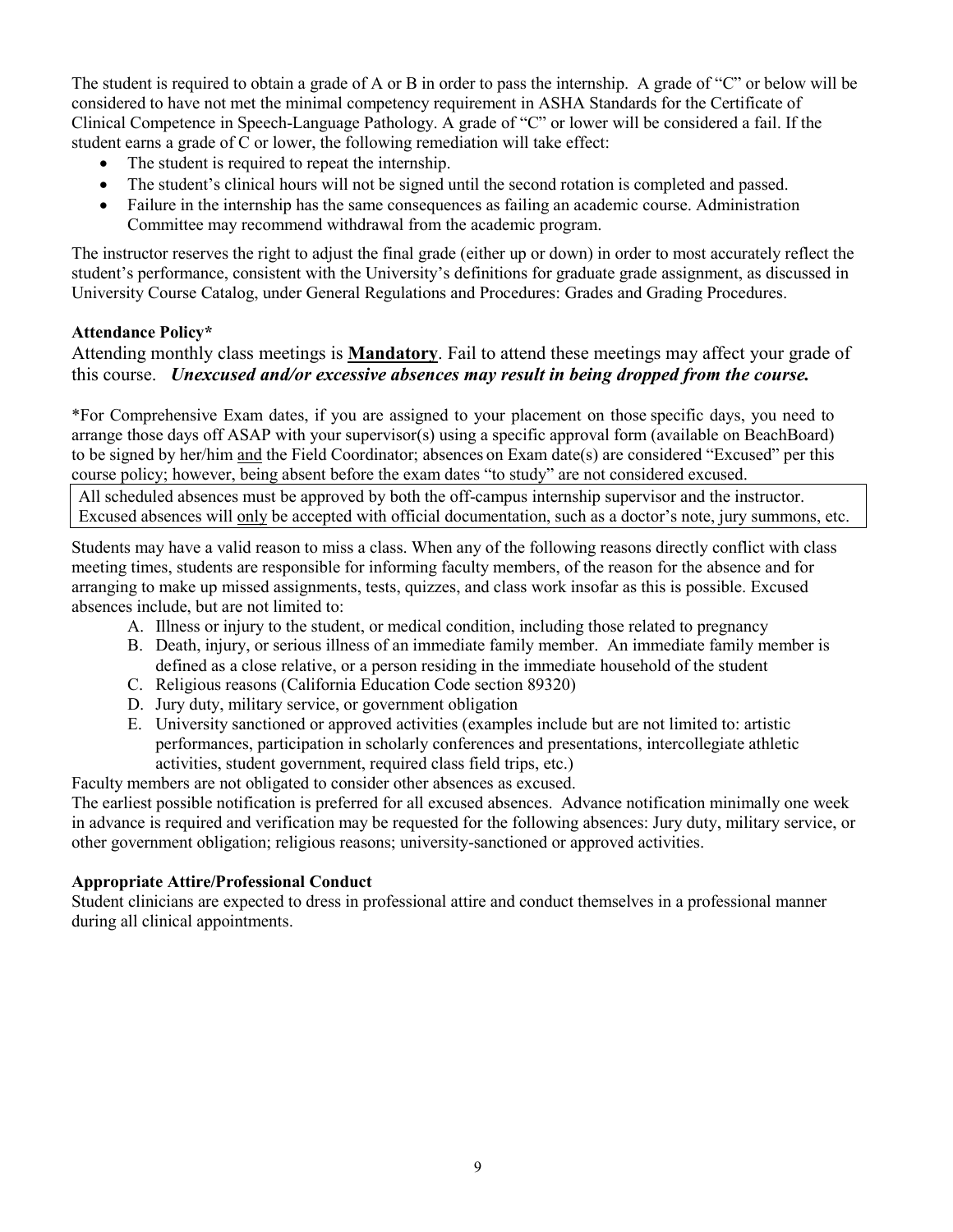The student is required to obtain a grade of A or B in order to pass the internship. A grade of "C" or below will be considered to have not met the minimal competency requirement in ASHA Standards for the Certificate of Clinical Competence in Speech-Language Pathology. A grade of "C" or lower will be considered a fail. If the student earns a grade of C or lower, the following remediation will take effect:

- The student is required to repeat the internship.
- The student's clinical hours will not be signed until the second rotation is completed and passed.
- Failure in the internship has the same consequences as failing an academic course. Administration Committee may recommend withdrawal from the academic program.

The instructor reserves the right to adjust the final grade (either up or down) in order to most accurately reflect the student's performance, consistent with the University's definitions for graduate grade assignment, as discussed in University Course Catalog, under General Regulations and Procedures: Grades and Grading Procedures.

**Attendance Policy***

Attending monthly class meetings is **Mandatory**. Fail to attend these meetings may affect your grade of this course. ***Unexcused and/or excessive absences may result in being dropped from the course.***

*For Comprehensive Exam dates, if you are assigned to your placement on those specific days, you need to arrange those days off ASAP with your supervisor(s) using a specific approval form (available on BeachBoard) to be signed by her/him and the Field Coordinator; absences on Exam date(s) are considered "Excused" per this course policy; however, being absent before the exam dates "to study" are not considered excused.

All scheduled absences must be approved by both the off-campus internship supervisor and the instructor. Excused absences will only be accepted with official documentation, such as a doctor's note, jury summons, etc.

Students may have a valid reason to miss a class. When any of the following reasons directly conflict with class meeting times, students are responsible for informing faculty members, of the reason for the absence and for arranging to make up missed assignments, tests, quizzes, and class work insofar as this is possible. Excused absences include, but are not limited to:

A. Illness or injury to the student, or medical condition, including those related to pregnancy
B. Death, injury, or serious illness of an immediate family member. An immediate family member is defined as a close relative, or a person residing in the immediate household of the student
C. Religious reasons (California Education Code section 89320)
D. Jury duty, military service, or government obligation
E. University sanctioned or approved activities (examples include but are not limited to: artistic performances, participation in scholarly conferences and presentations, intercollegiate athletic activities, student government, required class field trips, etc.)

Faculty members are not obligated to consider other absences as excused.

The earliest possible notification is preferred for all excused absences. Advance notification minimally one week in advance is required and verification may be requested for the following absences: Jury duty, military service, or other government obligation; religious reasons; university-sanctioned or approved activities.

**Appropriate Attire/Professional Conduct**

Student clinicians are expected to dress in professional attire and conduct themselves in a professional manner during all clinical appointments.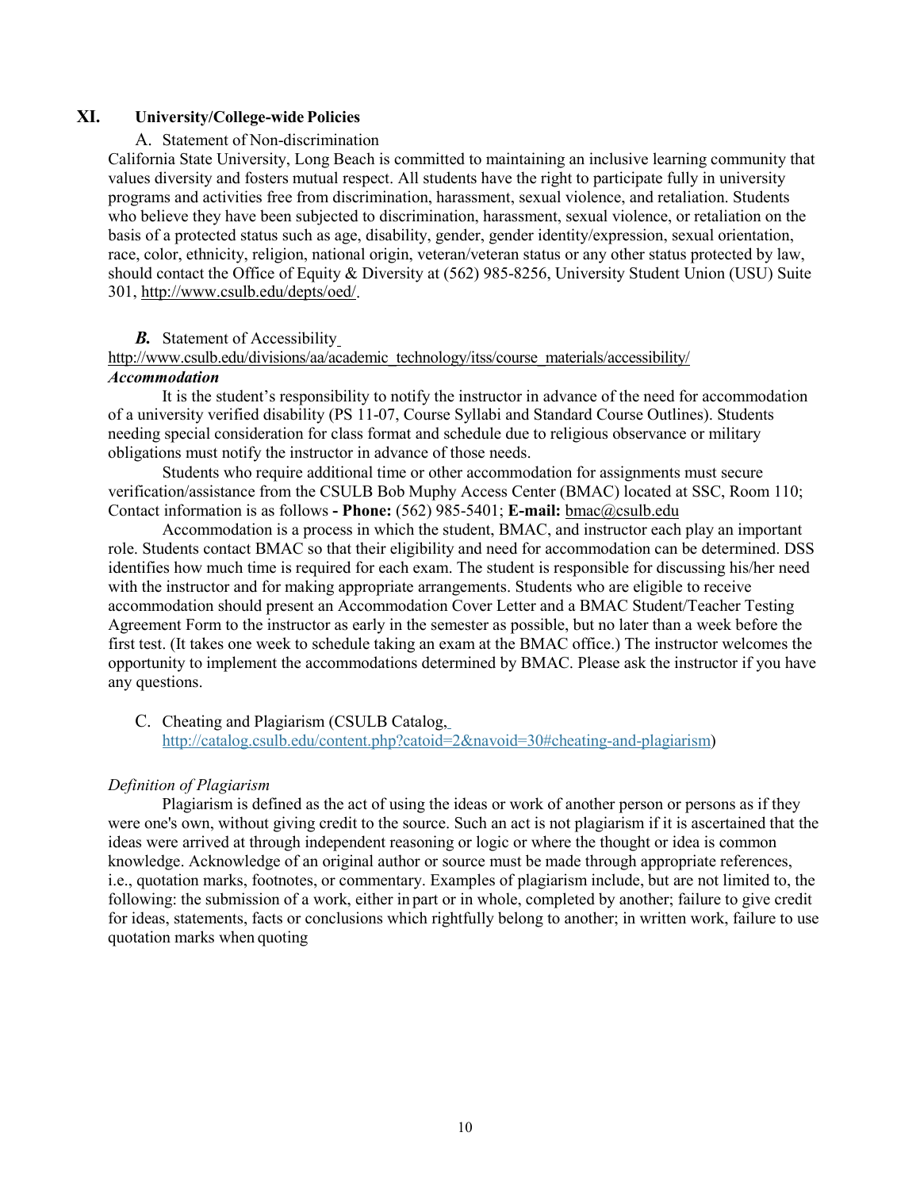## XI. University/College-wide Policies

A. Statement of Non-discrimination

California State University, Long Beach is committed to maintaining an inclusive learning community that values diversity and fosters mutual respect. All students have the right to participate fully in university programs and activities free from discrimination, harassment, sexual violence, and retaliation. Students who believe they have been subjected to discrimination, harassment, sexual violence, or retaliation on the basis of a protected status such as age, disability, gender, gender identity/expression, sexual orientation, race, color, ethnicity, religion, national origin, veteran/veteran status or any other status protected by law, should contact the Office of Equity & Diversity at (562) 985-8256, University Student Union (USU) Suite 301, http://www.csulb.edu/depts/oed/.

***B.*** Statement of Accessibility
http://www.csulb.edu/divisions/aa/academic_technology/itss/course_materials/accessibility/

***Accommodation***

It is the student's responsibility to notify the instructor in advance of the need for accommodation of a university verified disability (PS 11-07, Course Syllabi and Standard Course Outlines). Students needing special consideration for class format and schedule due to religious observance or military obligations must notify the instructor in advance of those needs.

Students who require additional time or other accommodation for assignments must secure verification/assistance from the CSULB Bob Muphy Access Center (BMAC) located at SSC, Room 110; Contact information is as follows **- Phone:** (562) 985-5401; **E-mail:** bmac@csulb.edu

Accommodation is a process in which the student, BMAC, and instructor each play an important role. Students contact BMAC so that their eligibility and need for accommodation can be determined. DSS identifies how much time is required for each exam. The student is responsible for discussing his/her need with the instructor and for making appropriate arrangements. Students who are eligible to receive accommodation should present an Accommodation Cover Letter and a BMAC Student/Teacher Testing Agreement Form to the instructor as early in the semester as possible, but no later than a week before the first test. (It takes one week to schedule taking an exam at the BMAC office.) The instructor welcomes the opportunity to implement the accommodations determined by BMAC. Please ask the instructor if you have any questions.

C. Cheating and Plagiarism (CSULB Catalog, http://catalog.csulb.edu/content.php?catoid=2&navoid=30#cheating-and-plagiarism)

*Definition of Plagiarism*

Plagiarism is defined as the act of using the ideas or work of another person or persons as if they were one's own, without giving credit to the source. Such an act is not plagiarism if it is ascertained that the ideas were arrived at through independent reasoning or logic or where the thought or idea is common knowledge. Acknowledge of an original author or source must be made through appropriate references, i.e., quotation marks, footnotes, or commentary. Examples of plagiarism include, but are not limited to, the following: the submission of a work, either in part or in whole, completed by another; failure to give credit for ideas, statements, facts or conclusions which rightfully belong to another; in written work, failure to use quotation marks when quoting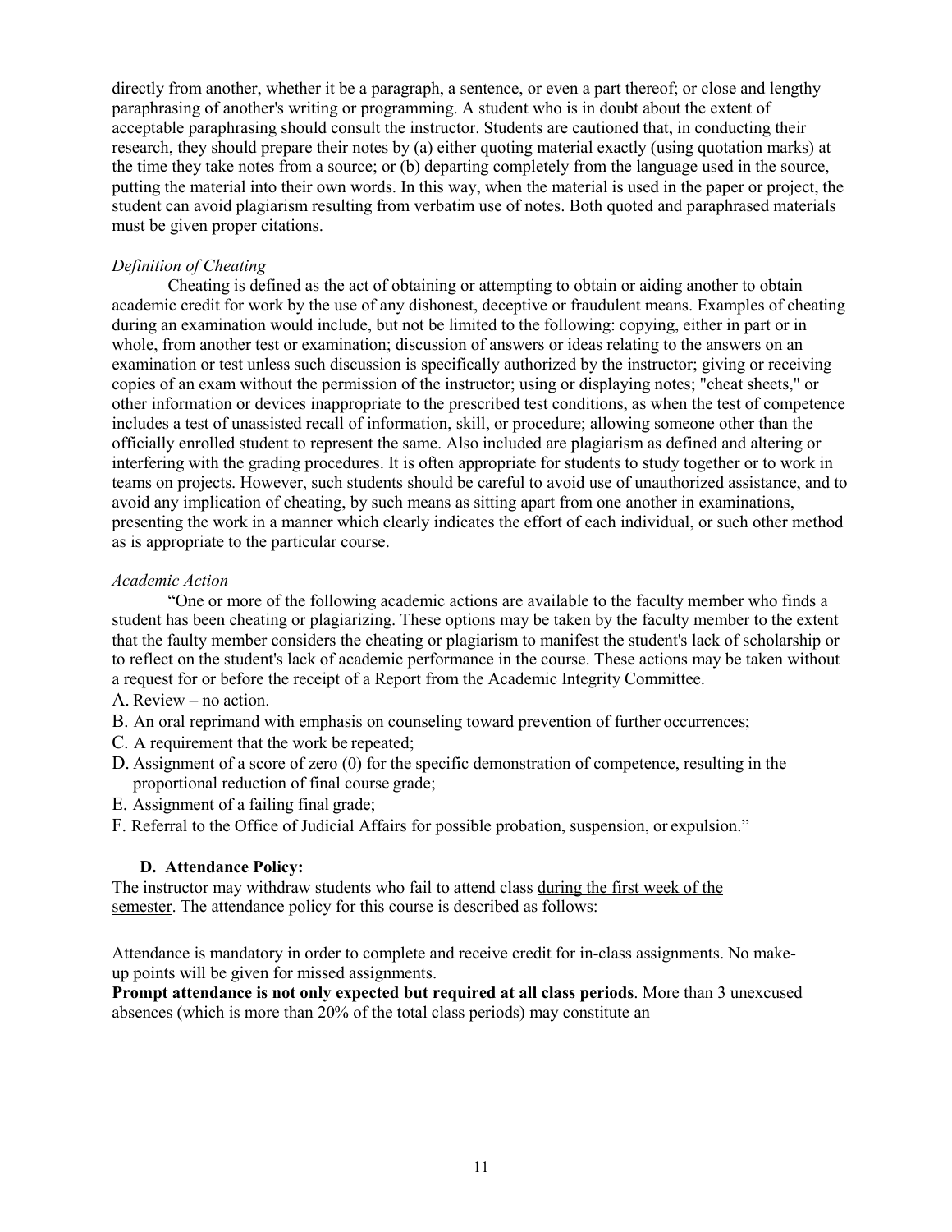directly from another, whether it be a paragraph, a sentence, or even a part thereof; or close and lengthy paraphrasing of another's writing or programming. A student who is in doubt about the extent of acceptable paraphrasing should consult the instructor. Students are cautioned that, in conducting their research, they should prepare their notes by (a) either quoting material exactly (using quotation marks) at the time they take notes from a source; or (b) departing completely from the language used in the source, putting the material into their own words. In this way, when the material is used in the paper or project, the student can avoid plagiarism resulting from verbatim use of notes. Both quoted and paraphrased materials must be given proper citations.

*Definition of Cheating*

Cheating is defined as the act of obtaining or attempting to obtain or aiding another to obtain academic credit for work by the use of any dishonest, deceptive or fraudulent means. Examples of cheating during an examination would include, but not be limited to the following: copying, either in part or in whole, from another test or examination; discussion of answers or ideas relating to the answers on an examination or test unless such discussion is specifically authorized by the instructor; giving or receiving copies of an exam without the permission of the instructor; using or displaying notes; "cheat sheets," or other information or devices inappropriate to the prescribed test conditions, as when the test of competence includes a test of unassisted recall of information, skill, or procedure; allowing someone other than the officially enrolled student to represent the same. Also included are plagiarism as defined and altering or interfering with the grading procedures. It is often appropriate for students to study together or to work in teams on projects. However, such students should be careful to avoid use of unauthorized assistance, and to avoid any implication of cheating, by such means as sitting apart from one another in examinations, presenting the work in a manner which clearly indicates the effort of each individual, or such other method as is appropriate to the particular course.

*Academic Action*

"One or more of the following academic actions are available to the faculty member who finds a student has been cheating or plagiarizing. These options may be taken by the faculty member to the extent that the faulty member considers the cheating or plagiarism to manifest the student's lack of scholarship or to reflect on the student's lack of academic performance in the course. These actions may be taken without a request for or before the receipt of a Report from the Academic Integrity Committee.

A. Review – no action.
B. An oral reprimand with emphasis on counseling toward prevention of further occurrences;
C. A requirement that the work be repeated;
D. Assignment of a score of zero (0) for the specific demonstration of competence, resulting in the proportional reduction of final course grade;
E. Assignment of a failing final grade;
F. Referral to the Office of Judicial Affairs for possible probation, suspension, or expulsion."

### D. Attendance Policy:

The instructor may withdraw students who fail to attend class during the first week of the semester. The attendance policy for this course is described as follows:

Attendance is mandatory in order to complete and receive credit for in-class assignments. No make-up points will be given for missed assignments.

**Prompt attendance is not only expected but required at all class periods**. More than 3 unexcused absences (which is more than 20% of the total class periods) may constitute an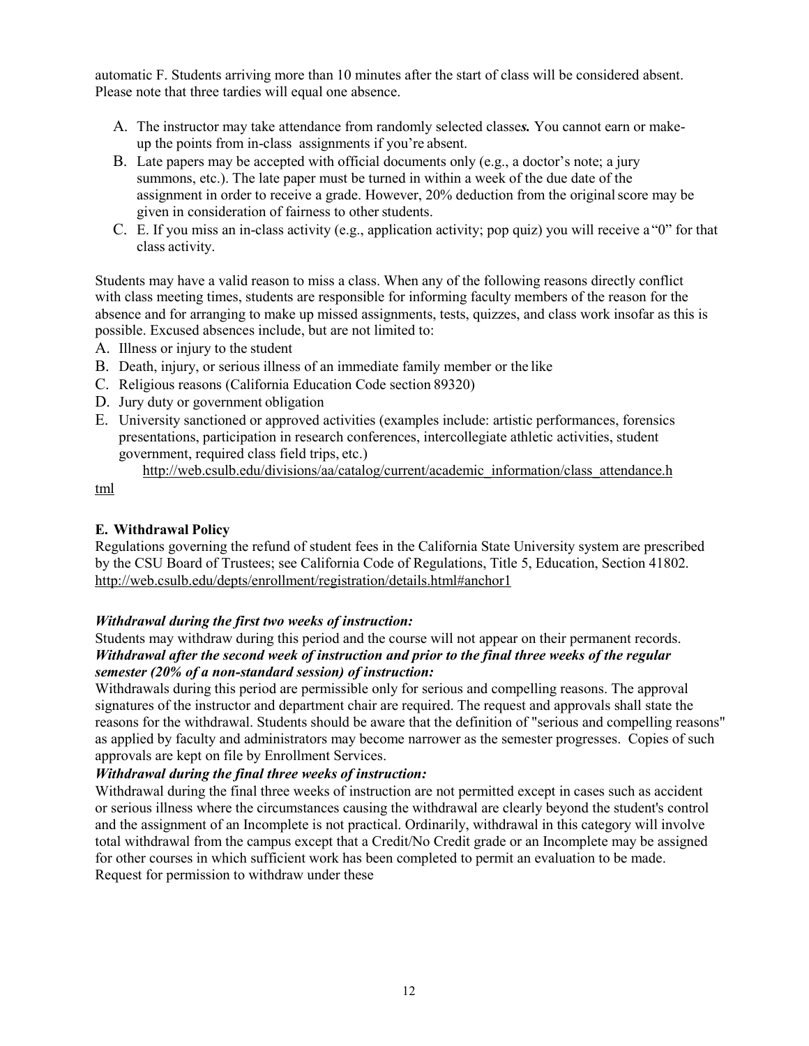automatic F. Students arriving more than 10 minutes after the start of class will be considered absent. Please note that three tardies will equal one absence.

A. The instructor may take attendance from randomly selected classe***s.*** You cannot earn or make-up the points from in-class assignments if you're absent.
B. Late papers may be accepted with official documents only (e.g., a doctor's note; a jury summons, etc.). The late paper must be turned in within a week of the due date of the assignment in order to receive a grade. However, 20% deduction from the original score may be given in consideration of fairness to other students.
C. E. If you miss an in-class activity (e.g., application activity; pop quiz) you will receive a "0" for that class activity.

Students may have a valid reason to miss a class. When any of the following reasons directly conflict with class meeting times, students are responsible for informing faculty members of the reason for the absence and for arranging to make up missed assignments, tests, quizzes, and class work insofar as this is possible. Excused absences include, but are not limited to:

A. Illness or injury to the student
B. Death, injury, or serious illness of an immediate family member or the like
C. Religious reasons (California Education Code section 89320)
D. Jury duty or government obligation
E. University sanctioned or approved activities (examples include: artistic performances, forensics presentations, participation in research conferences, intercollegiate athletic activities, student government, required class field trips, etc.)

http://web.csulb.edu/divisions/aa/catalog/current/academic_information/class_attendance.html

**E. Withdrawal Policy**

Regulations governing the refund of student fees in the California State University system are prescribed by the CSU Board of Trustees; see California Code of Regulations, Title 5, Education, Section 41802. http://web.csulb.edu/depts/enrollment/registration/details.html#anchor1

***Withdrawal during the first two weeks of instruction:***

Students may withdraw during this period and the course will not appear on their permanent records.

***Withdrawal after the second week of instruction and prior to the final three weeks of the regular semester (20% of a non-standard session) of instruction:***

Withdrawals during this period are permissible only for serious and compelling reasons. The approval signatures of the instructor and department chair are required. The request and approvals shall state the reasons for the withdrawal. Students should be aware that the definition of "serious and compelling reasons" as applied by faculty and administrators may become narrower as the semester progresses. Copies of such approvals are kept on file by Enrollment Services.

***Withdrawal during the final three weeks of instruction:***

Withdrawal during the final three weeks of instruction are not permitted except in cases such as accident or serious illness where the circumstances causing the withdrawal are clearly beyond the student's control and the assignment of an Incomplete is not practical. Ordinarily, withdrawal in this category will involve total withdrawal from the campus except that a Credit/No Credit grade or an Incomplete may be assigned for other courses in which sufficient work has been completed to permit an evaluation to be made. Request for permission to withdraw under these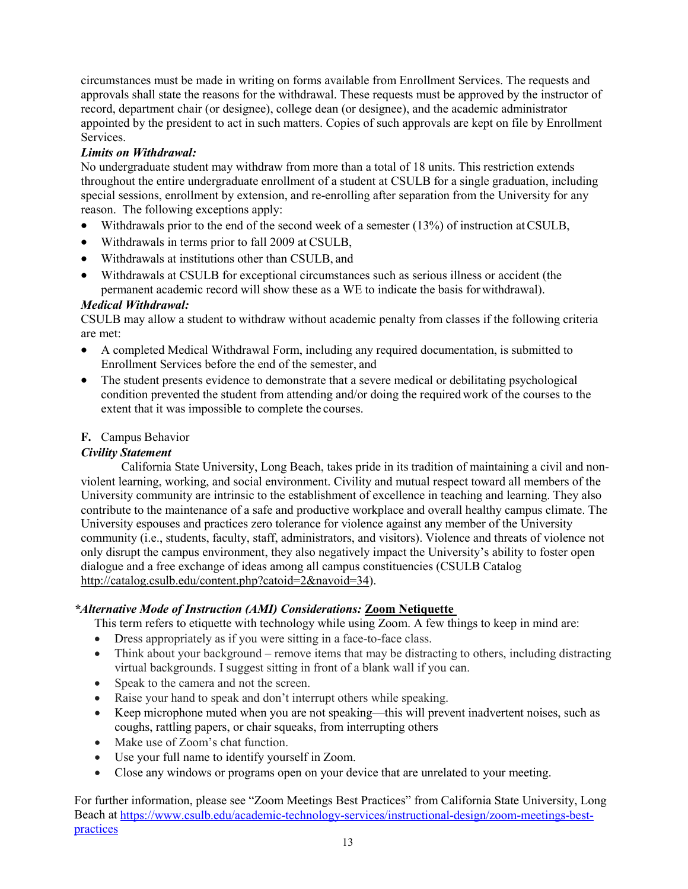circumstances must be made in writing on forms available from Enrollment Services. The requests and approvals shall state the reasons for the withdrawal. These requests must be approved by the instructor of record, department chair (or designee), college dean (or designee), and the academic administrator appointed by the president to act in such matters. Copies of such approvals are kept on file by Enrollment Services.

***Limits on Withdrawal:***

No undergraduate student may withdraw from more than a total of 18 units. This restriction extends throughout the entire undergraduate enrollment of a student at CSULB for a single graduation, including special sessions, enrollment by extension, and re-enrolling after separation from the University for any reason. The following exceptions apply:

- Withdrawals prior to the end of the second week of a semester (13%) of instruction at CSULB,
- Withdrawals in terms prior to fall 2009 at CSULB,
- Withdrawals at institutions other than CSULB, and
- Withdrawals at CSULB for exceptional circumstances such as serious illness or accident (the permanent academic record will show these as a WE to indicate the basis for withdrawal).

***Medical Withdrawal:***

CSULB may allow a student to withdraw without academic penalty from classes if the following criteria are met:

- A completed Medical Withdrawal Form, including any required documentation, is submitted to Enrollment Services before the end of the semester, and
- The student presents evidence to demonstrate that a severe medical or debilitating psychological condition prevented the student from attending and/or doing the required work of the courses to the extent that it was impossible to complete the courses.

**F.** Campus Behavior

***Civility Statement***

California State University, Long Beach, takes pride in its tradition of maintaining a civil and non-violent learning, working, and social environment. Civility and mutual respect toward all members of the University community are intrinsic to the establishment of excellence in teaching and learning. They also contribute to the maintenance of a safe and productive workplace and overall healthy campus climate. The University espouses and practices zero tolerance for violence against any member of the University community (i.e., students, faculty, staff, administrators, and visitors). Violence and threats of violence not only disrupt the campus environment, they also negatively impact the University's ability to foster open dialogue and a free exchange of ideas among all campus constituencies (CSULB Catalog http://catalog.csulb.edu/content.php?catoid=2&navoid=34).

***\*Alternative Mode of Instruction (AMI) Considerations:*** **Zoom Netiquette**

This term refers to etiquette with technology while using Zoom. A few things to keep in mind are:

- Dress appropriately as if you were sitting in a face-to-face class.
- Think about your background – remove items that may be distracting to others, including distracting virtual backgrounds. I suggest sitting in front of a blank wall if you can.
- Speak to the camera and not the screen.
- Raise your hand to speak and don't interrupt others while speaking.
- Keep microphone muted when you are not speaking—this will prevent inadvertent noises, such as coughs, rattling papers, or chair squeaks, from interrupting others
- Make use of Zoom's chat function.
- Use your full name to identify yourself in Zoom.
- Close any windows or programs open on your device that are unrelated to your meeting.

For further information, please see "Zoom Meetings Best Practices" from California State University, Long Beach at https://www.csulb.edu/academic-technology-services/instructional-design/zoom-meetings-best-practices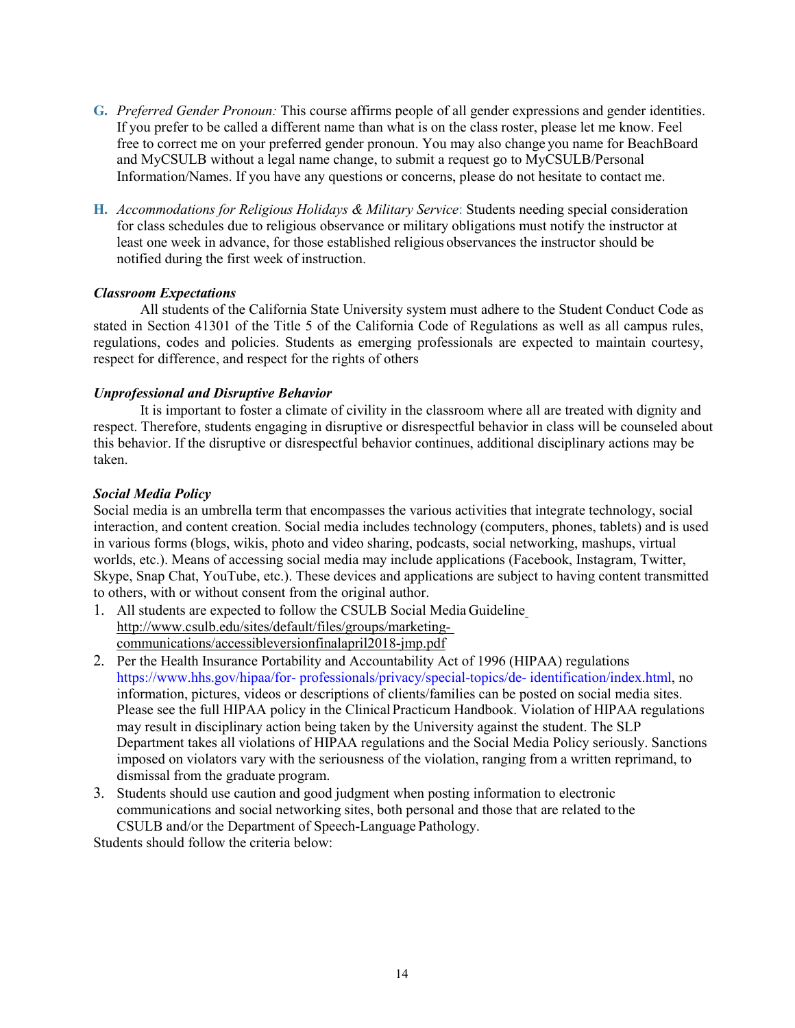**G.** *Preferred Gender Pronoun:* This course affirms people of all gender expressions and gender identities. If you prefer to be called a different name than what is on the class roster, please let me know. Feel free to correct me on your preferred gender pronoun. You may also change you name for BeachBoard and MyCSULB without a legal name change, to submit a request go to MyCSULB/Personal Information/Names. If you have any questions or concerns, please do not hesitate to contact me.

**H.** *Accommodations for Religious Holidays & Military Service*: Students needing special consideration for class schedules due to religious observance or military obligations must notify the instructor at least one week in advance, for those established religious observances the instructor should be notified during the first week of instruction.

***Classroom Expectations***

All students of the California State University system must adhere to the Student Conduct Code as stated in Section 41301 of the Title 5 of the California Code of Regulations as well as all campus rules, regulations, codes and policies. Students as emerging professionals are expected to maintain courtesy, respect for difference, and respect for the rights of others

***Unprofessional and Disruptive Behavior***

It is important to foster a climate of civility in the classroom where all are treated with dignity and respect. Therefore, students engaging in disruptive or disrespectful behavior in class will be counseled about this behavior. If the disruptive or disrespectful behavior continues, additional disciplinary actions may be taken.

***Social Media Policy***

Social media is an umbrella term that encompasses the various activities that integrate technology, social interaction, and content creation. Social media includes technology (computers, phones, tablets) and is used in various forms (blogs, wikis, photo and video sharing, podcasts, social networking, mashups, virtual worlds, etc.). Means of accessing social media may include applications (Facebook, Instagram, Twitter, Skype, Snap Chat, YouTube, etc.). These devices and applications are subject to having content transmitted to others, with or without consent from the original author.

1. All students are expected to follow the CSULB Social Media Guideline http://www.csulb.edu/sites/default/files/groups/marketing-communications/accessibleversionfinalapril2018-jmp.pdf
2. Per the Health Insurance Portability and Accountability Act of 1996 (HIPAA) regulations https://www.hhs.gov/hipaa/for-professionals/privacy/special-topics/de-identification/index.html, no information, pictures, videos or descriptions of clients/families can be posted on social media sites. Please see the full HIPAA policy in the Clinical Practicum Handbook. Violation of HIPAA regulations may result in disciplinary action being taken by the University against the student. The SLP Department takes all violations of HIPAA regulations and the Social Media Policy seriously. Sanctions imposed on violators vary with the seriousness of the violation, ranging from a written reprimand, to dismissal from the graduate program.
3. Students should use caution and good judgment when posting information to electronic communications and social networking sites, both personal and those that are related to the CSULB and/or the Department of Speech-Language Pathology.

Students should follow the criteria below: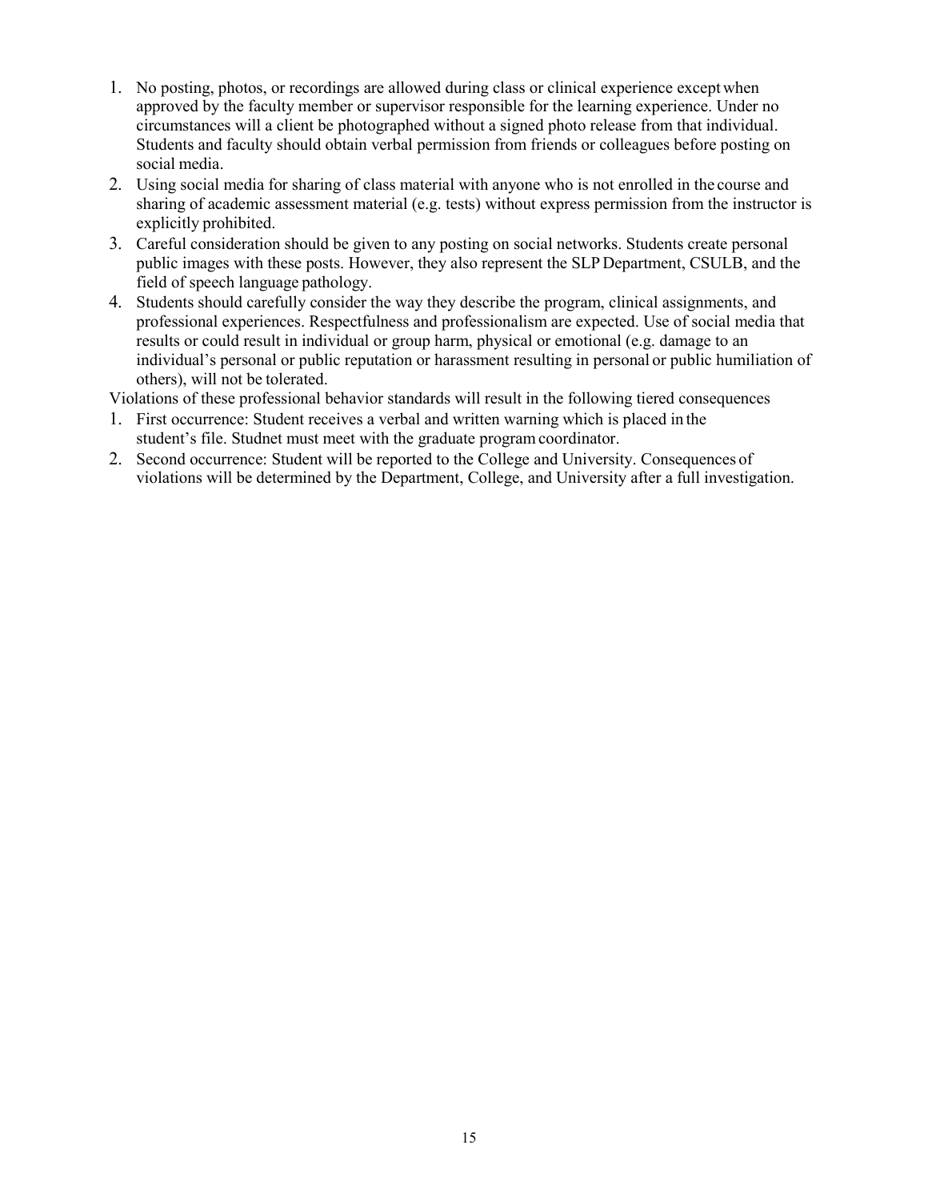1. No posting, photos, or recordings are allowed during class or clinical experience except when approved by the faculty member or supervisor responsible for the learning experience. Under no circumstances will a client be photographed without a signed photo release from that individual. Students and faculty should obtain verbal permission from friends or colleagues before posting on social media.
2. Using social media for sharing of class material with anyone who is not enrolled in the course and sharing of academic assessment material (e.g. tests) without express permission from the instructor is explicitly prohibited.
3. Careful consideration should be given to any posting on social networks. Students create personal public images with these posts. However, they also represent the SLP Department, CSULB, and the field of speech language pathology.
4. Students should carefully consider the way they describe the program, clinical assignments, and professional experiences. Respectfulness and professionalism are expected. Use of social media that results or could result in individual or group harm, physical or emotional (e.g. damage to an individual's personal or public reputation or harassment resulting in personal or public humiliation of others), will not be tolerated.

Violations of these professional behavior standards will result in the following tiered consequences

1. First occurrence: Student receives a verbal and written warning which is placed in the student's file. Studnet must meet with the graduate program coordinator.
2. Second occurrence: Student will be reported to the College and University. Consequences of violations will be determined by the Department, College, and University after a full investigation.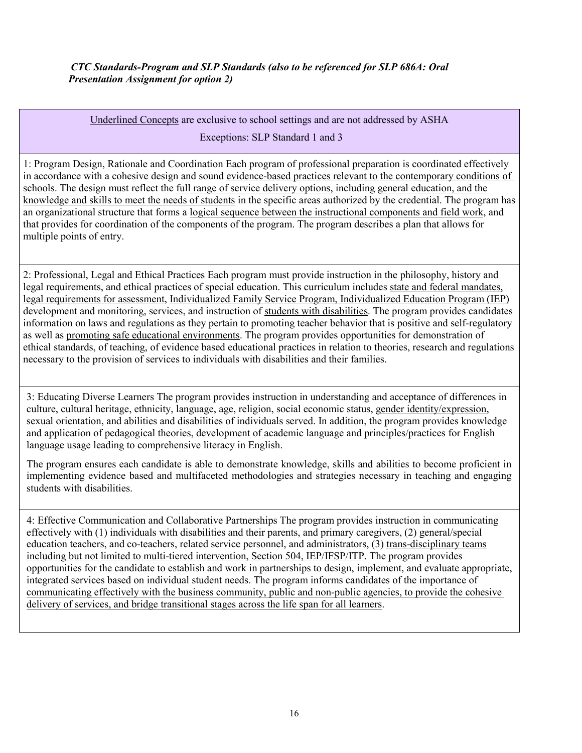*CTC Standards-Program and SLP Standards (also to be referenced for SLP 686A: Oral Presentation Assignment for option 2)*

| <u>Underlined Concepts</u> are exclusive to school settings and are not addressed by ASHA<br>Exceptions: SLP Standard 1 and 3 |
|---|
| 1: Program Design, Rationale and Coordination Each program of professional preparation is coordinated effectively in accordance with a cohesive design and sound <u>evidence-based practices relevant to the contemporary conditions of schools</u>. The design must reflect the <u>full range of service delivery options,</u> including <u>general education, and the knowledge and skills to meet the needs of students</u> in the specific areas authorized by the credential. The program has an organizational structure that forms a <u>logical sequence between the instructional components and field work</u>, and that provides for coordination of the components of the program. The program describes a plan that allows for multiple points of entry. |
| 2: Professional, Legal and Ethical Practices Each program must provide instruction in the philosophy, history and legal requirements, and ethical practices of special education. This curriculum includes <u>state and federal mandates, legal requirements for assessment</u>, <u>Individualized Family Service Program, Individualized Education Program (IEP)</u> development and monitoring, services, and instruction of <u>students with disabilities</u>. The program provides candidates information on laws and regulations as they pertain to promoting teacher behavior that is positive and self-regulatory as well as <u>promoting safe educational environments</u>. The program provides opportunities for demonstration of ethical standards, of teaching, of evidence based educational practices in relation to theories, research and regulations necessary to the provision of services to individuals with disabilities and their families. |
| 3: Educating Diverse Learners The program provides instruction in understanding and acceptance of differences in culture, cultural heritage, ethnicity, language, age, religion, social economic status, <u>gender identity/expression</u>, sexual orientation, and abilities and disabilities of individuals served. In addition, the program provides knowledge and application of <u>pedagogical theories, development of academic language</u> and principles/practices for English language usage leading to comprehensive literacy in English.<br><br>The program ensures each candidate is able to demonstrate knowledge, skills and abilities to become proficient in implementing evidence based and multifaceted methodologies and strategies necessary in teaching and engaging students with disabilities. |
| 4: Effective Communication and Collaborative Partnerships The program provides instruction in communicating effectively with (1) individuals with disabilities and their parents, and primary caregivers, (2) general/special education teachers, and co-teachers, related service personnel, and administrators, (3) <u>trans-disciplinary teams including but not limited to multi-tiered intervention, Section 504, IEP/IFSP/ITP</u>. The program provides opportunities for the candidate to establish and work in partnerships to design, implement, and evaluate appropriate, integrated services based on individual student needs. The program informs candidates of the importance of <u>communicating effectively with the business community, public and non-public agencies, to provide</u> <u>the cohesive delivery of services, and bridge transitional stages across the life span for all learners</u>. |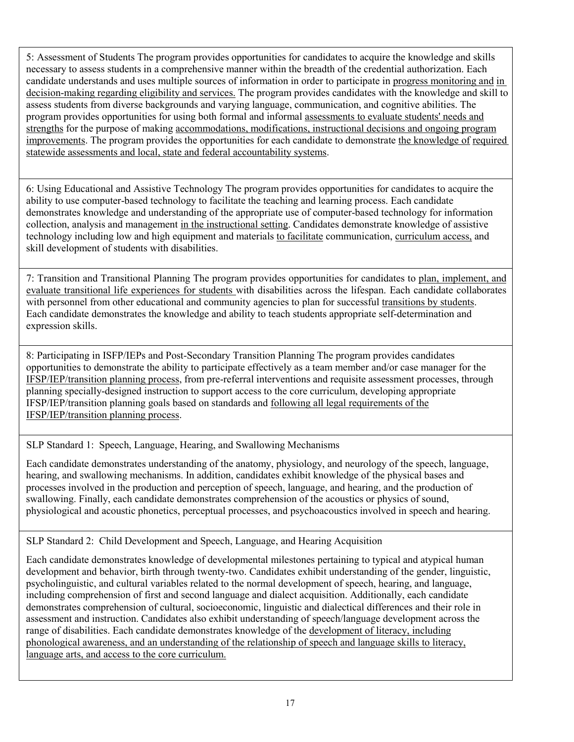5: Assessment of Students The program provides opportunities for candidates to acquire the knowledge and skills necessary to assess students in a comprehensive manner within the breadth of the credential authorization. Each candidate understands and uses multiple sources of information in order to participate in <u>progress monitoring and in decision-making regarding eligibility and services.</u> The program provides candidates with the knowledge and skill to assess students from diverse backgrounds and varying language, communication, and cognitive abilities. The program provides opportunities for using both formal and informal <u>assessments to evaluate students' needs and strengths</u> for the purpose of making <u>accommodations, modifications, instructional decisions and ongoing program improvements</u>. The program provides the opportunities for each candidate to demonstrate <u>the knowledge of required statewide assessments and local, state and federal accountability systems</u>.

6: Using Educational and Assistive Technology The program provides opportunities for candidates to acquire the ability to use computer-based technology to facilitate the teaching and learning process. Each candidate demonstrates knowledge and understanding of the appropriate use of computer-based technology for information collection, analysis and management <u>in the instructional setting</u>. Candidates demonstrate knowledge of assistive technology including low and high equipment and materials <u>to facilitate</u> communication, <u>curriculum access,</u> and skill development of students with disabilities.

7: Transition and Transitional Planning The program provides opportunities for candidates to <u>plan, implement, and evaluate transitional life experiences for students</u> with disabilities across the lifespan. Each candidate collaborates with personnel from other educational and community agencies to plan for successful <u>transitions by students</u>. Each candidate demonstrates the knowledge and ability to teach students appropriate self-determination and expression skills.

8: Participating in ISFP/IEPs and Post-Secondary Transition Planning The program provides candidates opportunities to demonstrate the ability to participate effectively as a team member and/or case manager for the <u>IFSP/IEP/transition planning process</u>, from pre-referral interventions and requisite assessment processes, through planning specially-designed instruction to support access to the core curriculum, developing appropriate IFSP/IEP/transition planning goals based on standards and <u>following all legal requirements of the IFSP/IEP/transition planning process</u>.

SLP Standard 1: Speech, Language, Hearing, and Swallowing Mechanisms

Each candidate demonstrates understanding of the anatomy, physiology, and neurology of the speech, language, hearing, and swallowing mechanisms. In addition, candidates exhibit knowledge of the physical bases and processes involved in the production and perception of speech, language, and hearing, and the production of swallowing. Finally, each candidate demonstrates comprehension of the acoustics or physics of sound, physiological and acoustic phonetics, perceptual processes, and psychoacoustics involved in speech and hearing.

SLP Standard 2: Child Development and Speech, Language, and Hearing Acquisition

Each candidate demonstrates knowledge of developmental milestones pertaining to typical and atypical human development and behavior, birth through twenty-two. Candidates exhibit understanding of the gender, linguistic, psycholinguistic, and cultural variables related to the normal development of speech, hearing, and language, including comprehension of first and second language and dialect acquisition. Additionally, each candidate demonstrates comprehension of cultural, socioeconomic, linguistic and dialectical differences and their role in assessment and instruction. Candidates also exhibit understanding of speech/language development across the range of disabilities. Each candidate demonstrates knowledge of the <u>development of literacy, including phonological awareness, and an understanding of the relationship of speech and language skills to literacy, language arts, and access to the core curriculum.</u>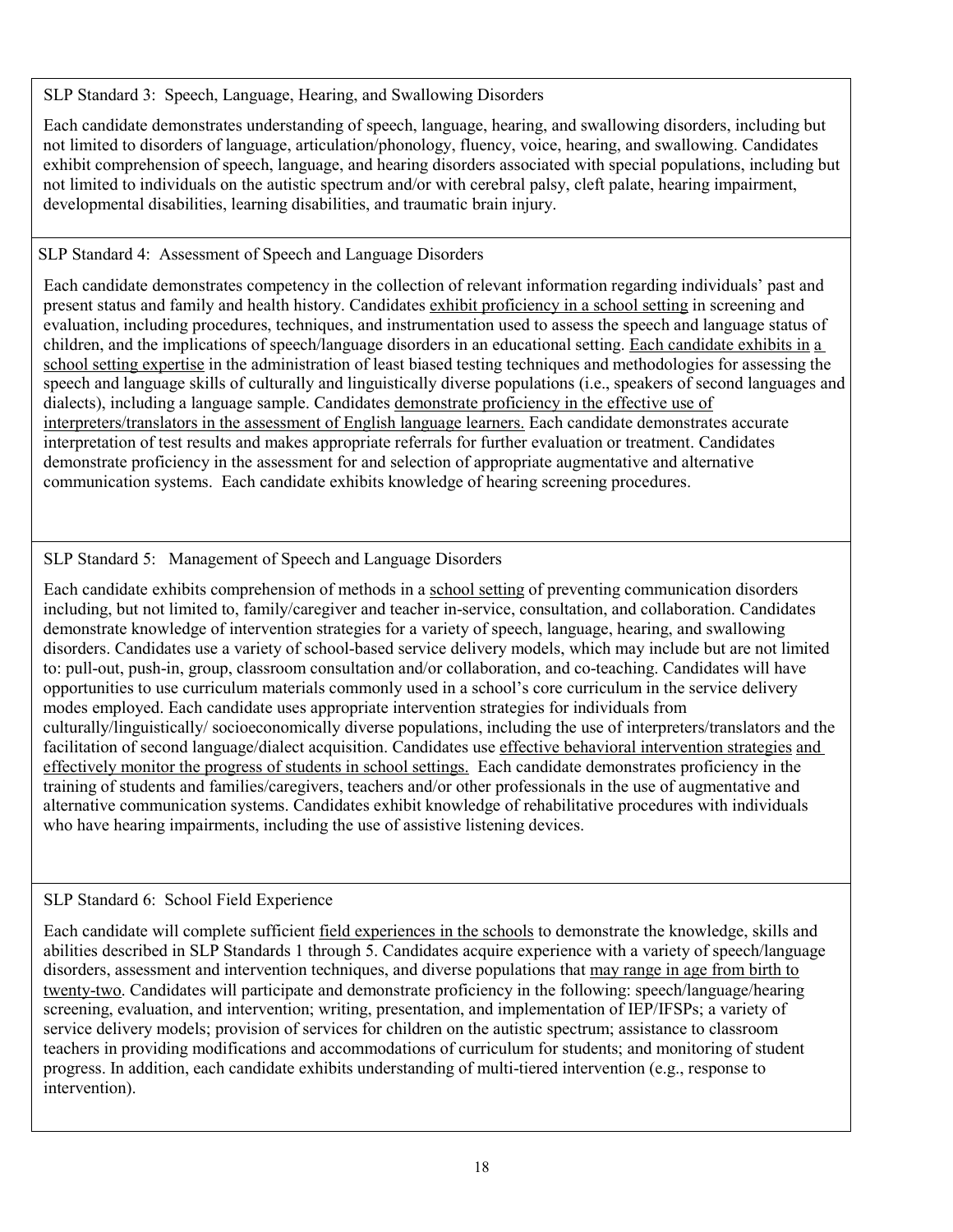SLP Standard 3: Speech, Language, Hearing, and Swallowing Disorders

Each candidate demonstrates understanding of speech, language, hearing, and swallowing disorders, including but not limited to disorders of language, articulation/phonology, fluency, voice, hearing, and swallowing. Candidates exhibit comprehension of speech, language, and hearing disorders associated with special populations, including but not limited to individuals on the autistic spectrum and/or with cerebral palsy, cleft palate, hearing impairment, developmental disabilities, learning disabilities, and traumatic brain injury.

SLP Standard 4: Assessment of Speech and Language Disorders

Each candidate demonstrates competency in the collection of relevant information regarding individuals' past and present status and family and health history. Candidates exhibit proficiency in a school setting in screening and evaluation, including procedures, techniques, and instrumentation used to assess the speech and language status of children, and the implications of speech/language disorders in an educational setting. Each candidate exhibits in a school setting expertise in the administration of least biased testing techniques and methodologies for assessing the speech and language skills of culturally and linguistically diverse populations (i.e., speakers of second languages and dialects), including a language sample. Candidates demonstrate proficiency in the effective use of interpreters/translators in the assessment of English language learners. Each candidate demonstrates accurate interpretation of test results and makes appropriate referrals for further evaluation or treatment. Candidates demonstrate proficiency in the assessment for and selection of appropriate augmentative and alternative communication systems. Each candidate exhibits knowledge of hearing screening procedures.

SLP Standard 5: Management of Speech and Language Disorders

Each candidate exhibits comprehension of methods in a school setting of preventing communication disorders including, but not limited to, family/caregiver and teacher in-service, consultation, and collaboration. Candidates demonstrate knowledge of intervention strategies for a variety of speech, language, hearing, and swallowing disorders. Candidates use a variety of school-based service delivery models, which may include but are not limited to: pull-out, push-in, group, classroom consultation and/or collaboration, and co-teaching. Candidates will have opportunities to use curriculum materials commonly used in a school's core curriculum in the service delivery modes employed. Each candidate uses appropriate intervention strategies for individuals from culturally/linguistically/ socioeconomically diverse populations, including the use of interpreters/translators and the facilitation of second language/dialect acquisition. Candidates use effective behavioral intervention strategies and effectively monitor the progress of students in school settings. Each candidate demonstrates proficiency in the training of students and families/caregivers, teachers and/or other professionals in the use of augmentative and alternative communication systems. Candidates exhibit knowledge of rehabilitative procedures with individuals who have hearing impairments, including the use of assistive listening devices.

SLP Standard 6: School Field Experience

Each candidate will complete sufficient field experiences in the schools to demonstrate the knowledge, skills and abilities described in SLP Standards 1 through 5. Candidates acquire experience with a variety of speech/language disorders, assessment and intervention techniques, and diverse populations that may range in age from birth to twenty-two. Candidates will participate and demonstrate proficiency in the following: speech/language/hearing screening, evaluation, and intervention; writing, presentation, and implementation of IEP/IFSPs; a variety of service delivery models; provision of services for children on the autistic spectrum; assistance to classroom teachers in providing modifications and accommodations of curriculum for students; and monitoring of student progress. In addition, each candidate exhibits understanding of multi-tiered intervention (e.g., response to intervention).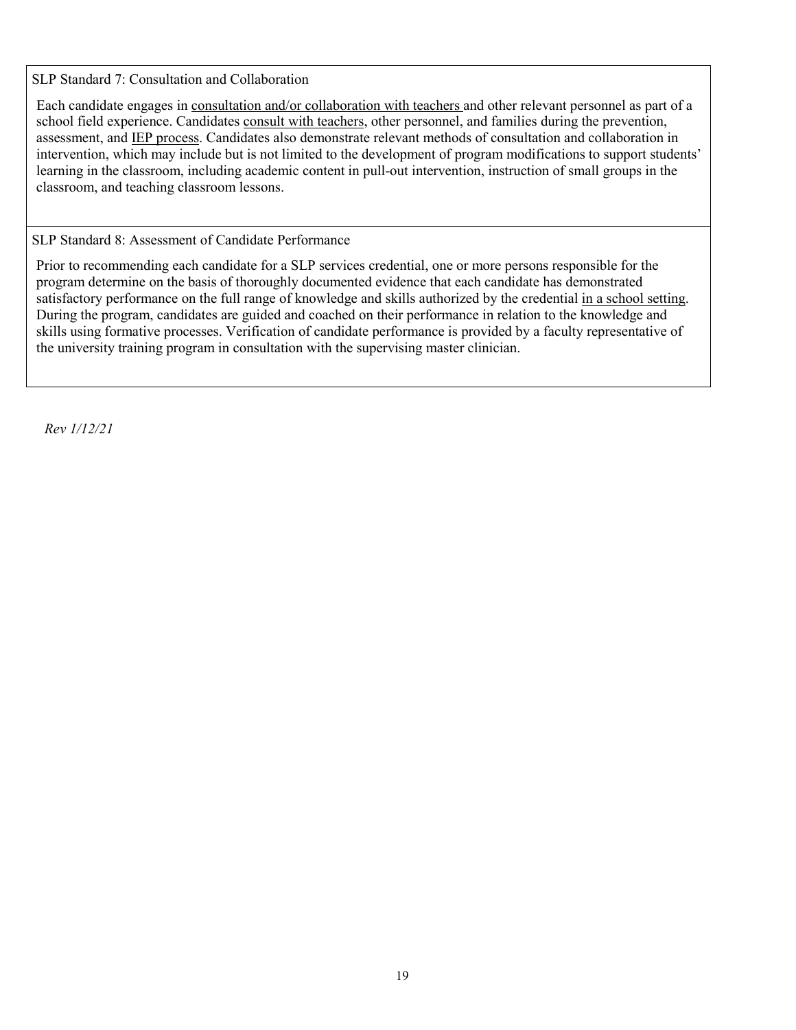SLP Standard 7: Consultation and Collaboration

Each candidate engages in consultation and/or collaboration with teachers and other relevant personnel as part of a school field experience. Candidates consult with teachers, other personnel, and families during the prevention, assessment, and IEP process. Candidates also demonstrate relevant methods of consultation and collaboration in intervention, which may include but is not limited to the development of program modifications to support students' learning in the classroom, including academic content in pull-out intervention, instruction of small groups in the classroom, and teaching classroom lessons.

SLP Standard 8: Assessment of Candidate Performance

Prior to recommending each candidate for a SLP services credential, one or more persons responsible for the program determine on the basis of thoroughly documented evidence that each candidate has demonstrated satisfactory performance on the full range of knowledge and skills authorized by the credential in a school setting. During the program, candidates are guided and coached on their performance in relation to the knowledge and skills using formative processes. Verification of candidate performance is provided by a faculty representative of the university training program in consultation with the supervising master clinician.

*Rev 1/12/21*